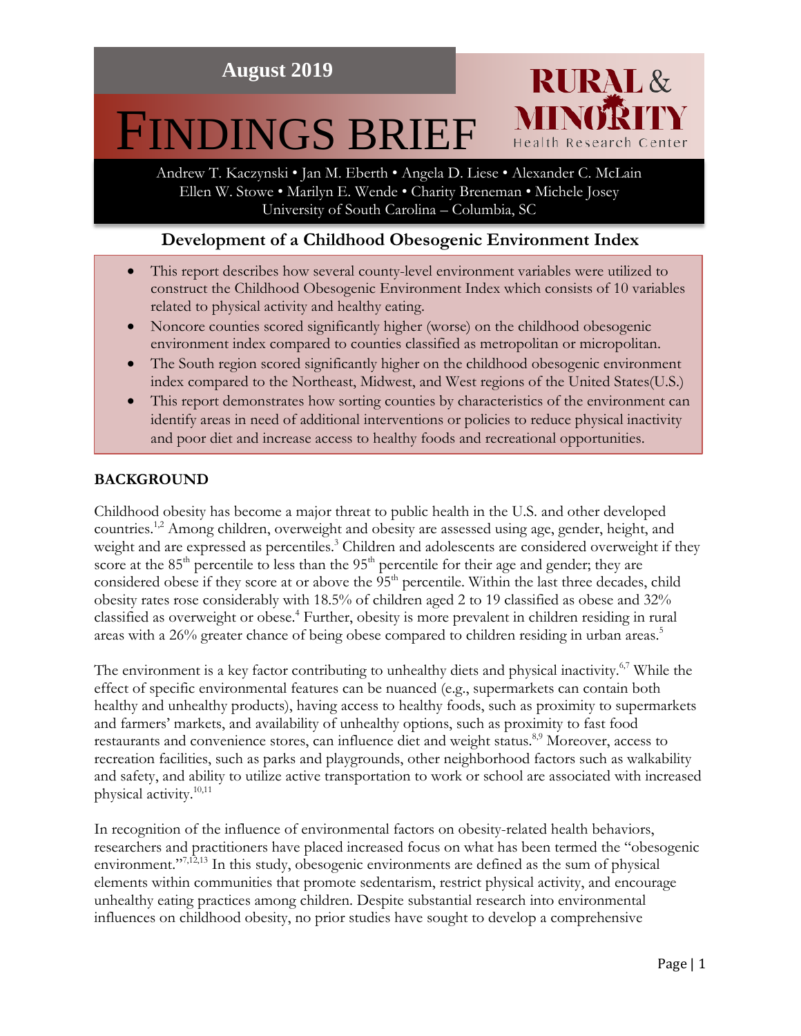August 2019

# FINDINGS BRIEF

RURAL & MINORITY Health Research Center

Andrew T. Kaczynski • Jan M. Eberth • Angela D. Liese • Alexander C. McLain
Ellen W. Stowe • Marilyn E. Wende • Charity Breneman • Michele Josey
University of South Carolina – Columbia, SC

## Development of a Childhood Obesogenic Environment Index

- This report describes how several county-level environment variables were utilized to construct the Childhood Obesogenic Environment Index which consists of 10 variables related to physical activity and healthy eating.
- Noncore counties scored significantly higher (worse) on the childhood obesogenic environment index compared to counties classified as metropolitan or micropolitan.
- The South region scored significantly higher on the childhood obesogenic environment index compared to the Northeast, Midwest, and West regions of the United States(U.S.)
- This report demonstrates how sorting counties by characteristics of the environment can identify areas in need of additional interventions or policies to reduce physical inactivity and poor diet and increase access to healthy foods and recreational opportunities.

## BACKGROUND

Childhood obesity has become a major threat to public health in the U.S. and other developed countries.[1,2] Among children, overweight and obesity are assessed using age, gender, height, and weight and are expressed as percentiles.[3] Children and adolescents are considered overweight if they score at the 85th percentile to less than the 95th percentile for their age and gender; they are considered obese if they score at or above the 95th percentile. Within the last three decades, child obesity rates rose considerably with 18.5% of children aged 2 to 19 classified as obese and 32% classified as overweight or obese.[4] Further, obesity is more prevalent in children residing in rural areas with a 26% greater chance of being obese compared to children residing in urban areas.[5]

The environment is a key factor contributing to unhealthy diets and physical inactivity.[6,7] While the effect of specific environmental features can be nuanced (e.g., supermarkets can contain both healthy and unhealthy products), having access to healthy foods, such as proximity to supermarkets and farmers' markets, and availability of unhealthy options, such as proximity to fast food restaurants and convenience stores, can influence diet and weight status.[8,9] Moreover, access to recreation facilities, such as parks and playgrounds, other neighborhood factors such as walkability and safety, and ability to utilize active transportation to work or school are associated with increased physical activity.[10,11]

In recognition of the influence of environmental factors on obesity-related health behaviors, researchers and practitioners have placed increased focus on what has been termed the "obesogenic environment."[7,12,13] In this study, obesogenic environments are defined as the sum of physical elements within communities that promote sedentarism, restrict physical activity, and encourage unhealthy eating practices among children. Despite substantial research into environmental influences on childhood obesity, no prior studies have sought to develop a comprehensive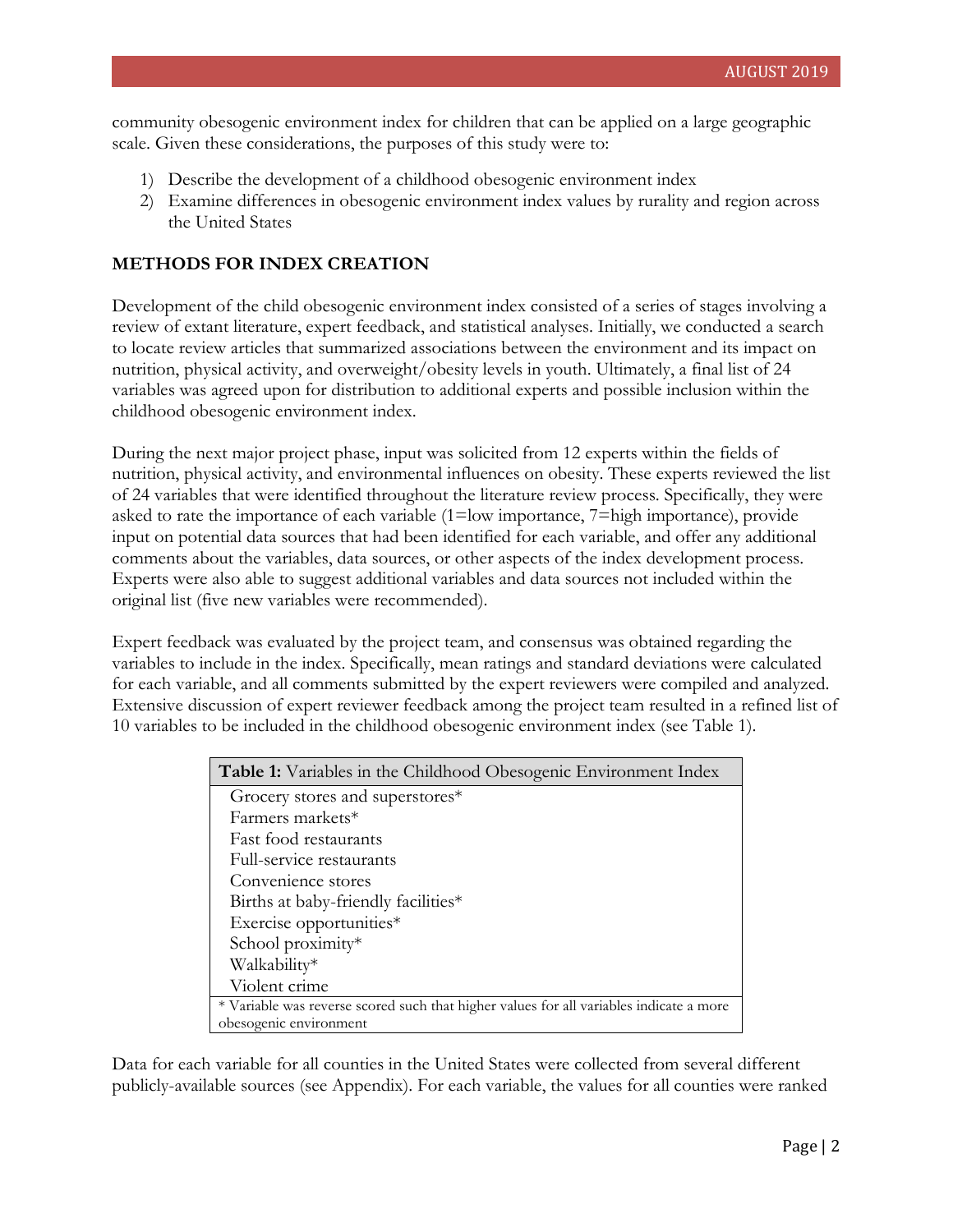community obesogenic environment index for children that can be applied on a large geographic scale. Given these considerations, the purposes of this study were to:

1) Describe the development of a childhood obesogenic environment index
2) Examine differences in obesogenic environment index values by rurality and region across the United States

## METHODS FOR INDEX CREATION

Development of the child obesogenic environment index consisted of a series of stages involving a review of extant literature, expert feedback, and statistical analyses. Initially, we conducted a search to locate review articles that summarized associations between the environment and its impact on nutrition, physical activity, and overweight/obesity levels in youth. Ultimately, a final list of 24 variables was agreed upon for distribution to additional experts and possible inclusion within the childhood obesogenic environment index.

During the next major project phase, input was solicited from 12 experts within the fields of nutrition, physical activity, and environmental influences on obesity. These experts reviewed the list of 24 variables that were identified throughout the literature review process. Specifically, they were asked to rate the importance of each variable (1=low importance, 7=high importance), provide input on potential data sources that had been identified for each variable, and offer any additional comments about the variables, data sources, or other aspects of the index development process. Experts were also able to suggest additional variables and data sources not included within the original list (five new variables were recommended).

Expert feedback was evaluated by the project team, and consensus was obtained regarding the variables to include in the index. Specifically, mean ratings and standard deviations were calculated for each variable, and all comments submitted by the expert reviewers were compiled and analyzed. Extensive discussion of expert reviewer feedback among the project team resulted in a refined list of 10 variables to be included in the childhood obesogenic environment index (see Table 1).

| **Table 1:** Variables in the Childhood Obesogenic Environment Index |
|---|
| Grocery stores and superstores* |
| Farmers markets* |
| Fast food restaurants |
| Full-service restaurants |
| Convenience stores |
| Births at baby-friendly facilities* |
| Exercise opportunities* |
| School proximity* |
| Walkability* |
| Violent crime |
| * Variable was reverse scored such that higher values for all variables indicate a more obesogenic environment |

Data for each variable for all counties in the United States were collected from several different publicly-available sources (see Appendix). For each variable, the values for all counties were ranked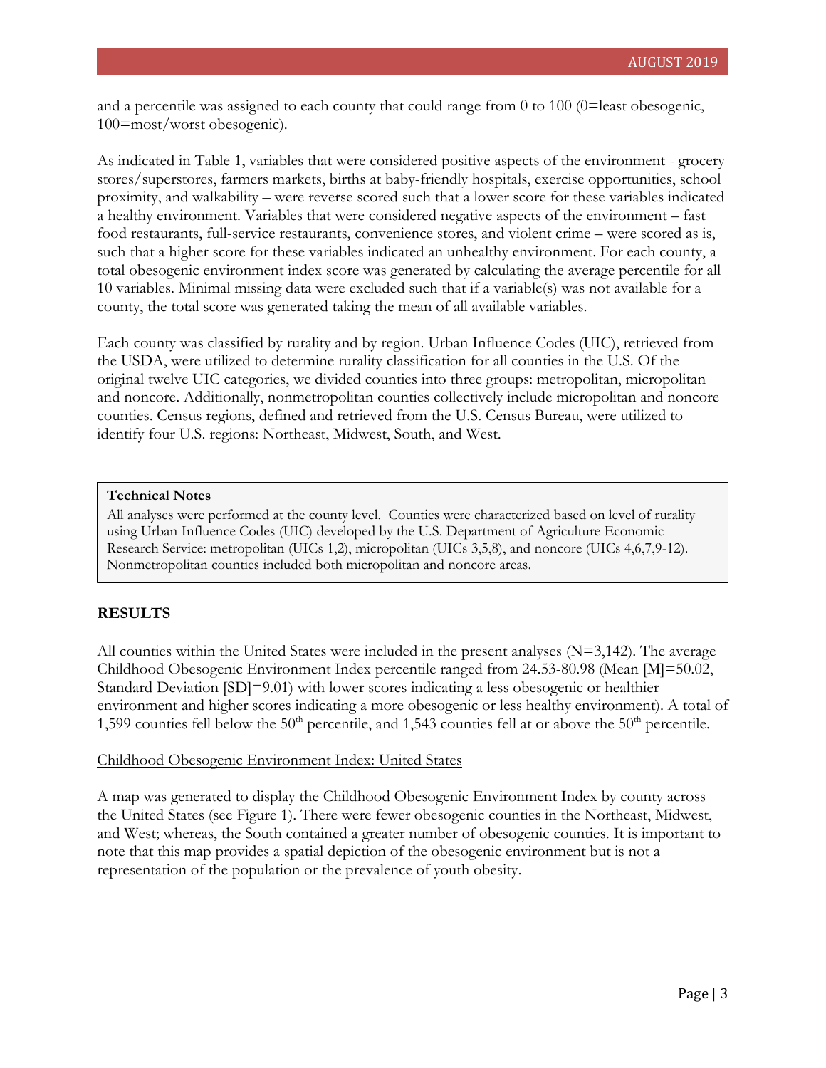and a percentile was assigned to each county that could range from 0 to 100 (0=least obesogenic, 100=most/worst obesogenic).

As indicated in Table 1, variables that were considered positive aspects of the environment - grocery stores/superstores, farmers markets, births at baby-friendly hospitals, exercise opportunities, school proximity, and walkability – were reverse scored such that a lower score for these variables indicated a healthy environment. Variables that were considered negative aspects of the environment – fast food restaurants, full-service restaurants, convenience stores, and violent crime – were scored as is, such that a higher score for these variables indicated an unhealthy environment. For each county, a total obesogenic environment index score was generated by calculating the average percentile for all 10 variables. Minimal missing data were excluded such that if a variable(s) was not available for a county, the total score was generated taking the mean of all available variables.

Each county was classified by rurality and by region. Urban Influence Codes (UIC), retrieved from the USDA, were utilized to determine rurality classification for all counties in the U.S. Of the original twelve UIC categories, we divided counties into three groups: metropolitan, micropolitan and noncore. Additionally, nonmetropolitan counties collectively include micropolitan and noncore counties. Census regions, defined and retrieved from the U.S. Census Bureau, were utilized to identify four U.S. regions: Northeast, Midwest, South, and West.

> **Technical Notes**
>
> All analyses were performed at the county level. Counties were characterized based on level of rurality using Urban Influence Codes (UIC) developed by the U.S. Department of Agriculture Economic Research Service: metropolitan (UICs 1,2), micropolitan (UICs 3,5,8), and noncore (UICs 4,6,7,9-12). Nonmetropolitan counties included both micropolitan and noncore areas.

## RESULTS

All counties within the United States were included in the present analyses (N=3,142). The average Childhood Obesogenic Environment Index percentile ranged from 24.53-80.98 (Mean [M]=50.02, Standard Deviation [SD]=9.01) with lower scores indicating a less obesogenic or healthier environment and higher scores indicating a more obesogenic or less healthy environment). A total of 1,599 counties fell below the 50$^{th}$ percentile, and 1,543 counties fell at or above the 50$^{th}$ percentile.

### Childhood Obesogenic Environment Index: United States

A map was generated to display the Childhood Obesogenic Environment Index by county across the United States (see Figure 1). There were fewer obesogenic counties in the Northeast, Midwest, and West; whereas, the South contained a greater number of obesogenic counties. It is important to note that this map provides a spatial depiction of the obesogenic environment but is not a representation of the population or the prevalence of youth obesity.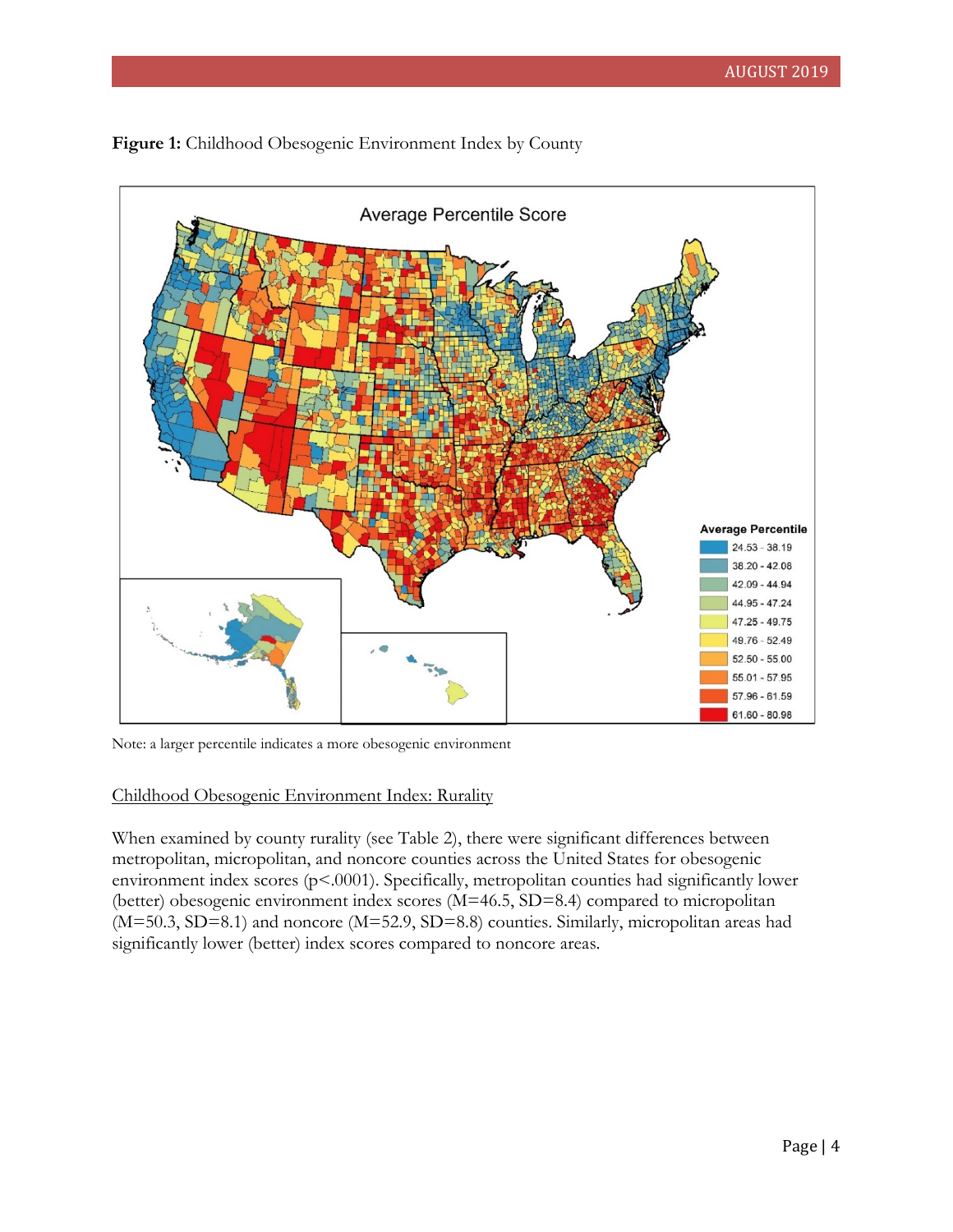**Figure 1:** Childhood Obesogenic Environment Index by County

Note: a larger percentile indicates a more obesogenic environment

<u>Childhood Obesogenic Environment Index: Rurality</u>

When examined by county rurality (see Table 2), there were significant differences between metropolitan, micropolitan, and noncore counties across the United States for obesogenic environment index scores ($p<.0001$). Specifically, metropolitan counties had significantly lower (better) obesogenic environment index scores ($M=46.5$, $SD=8.4$) compared to micropolitan ($M=50.3$, $SD=8.1$) and noncore ($M=52.9$, $SD=8.8$) counties. Similarly, micropolitan areas had significantly lower (better) index scores compared to noncore areas.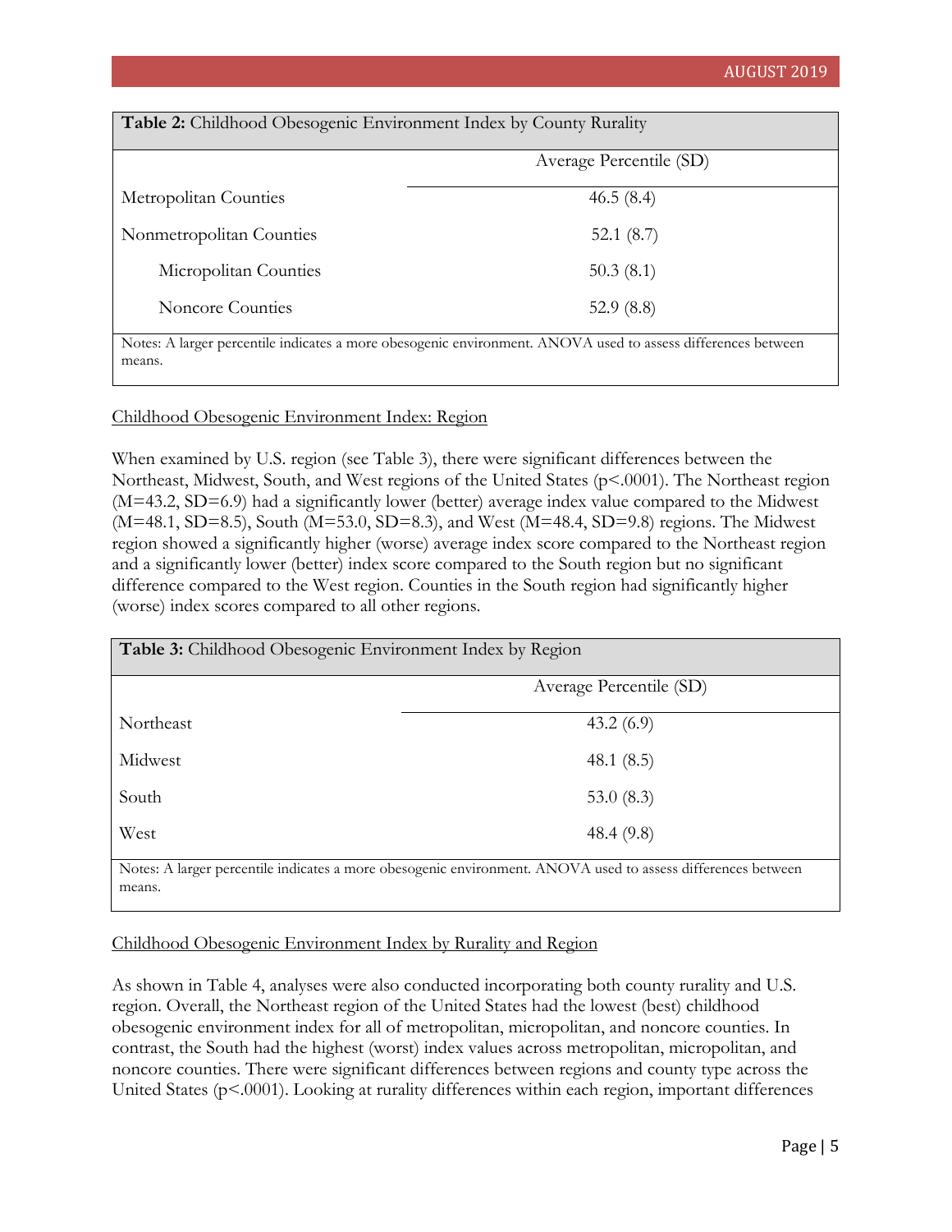**Table 2:** Childhood Obesogenic Environment Index by County Rurality

| | Average Percentile (SD) |
|---|---|
| Metropolitan Counties | 46.5 (8.4) |
| Nonmetropolitan Counties | 52.1 (8.7) |
| Micropolitan Counties | 50.3 (8.1) |
| Noncore Counties | 52.9 (8.8) |

Notes: A larger percentile indicates a more obesogenic environment. ANOVA used to assess differences between means.

Childhood Obesogenic Environment Index: Region

When examined by U.S. region (see Table 3), there were significant differences between the Northeast, Midwest, South, and West regions of the United States ($p<.0001$). The Northeast region ($M=43.2$, $SD=6.9$) had a significantly lower (better) average index value compared to the Midwest ($M=48.1$, $SD=8.5$), South ($M=53.0$, $SD=8.3$), and West ($M=48.4$, $SD=9.8$) regions. The Midwest region showed a significantly higher (worse) average index score compared to the Northeast region and a significantly lower (better) index score compared to the South region but no significant difference compared to the West region. Counties in the South region had significantly higher (worse) index scores compared to all other regions.

**Table 3:** Childhood Obesogenic Environment Index by Region

| | Average Percentile (SD) |
|---|---|
| Northeast | 43.2 (6.9) |
| Midwest | 48.1 (8.5) |
| South | 53.0 (8.3) |
| West | 48.4 (9.8) |

Notes: A larger percentile indicates a more obesogenic environment. ANOVA used to assess differences between means.

Childhood Obesogenic Environment Index by Rurality and Region

As shown in Table 4, analyses were also conducted incorporating both county rurality and U.S. region. Overall, the Northeast region of the United States had the lowest (best) childhood obesogenic environment index for all of metropolitan, micropolitan, and noncore counties. In contrast, the South had the highest (worst) index values across metropolitan, micropolitan, and noncore counties. There were significant differences between regions and county type across the United States ($p<.0001$). Looking at rurality differences within each region, important differences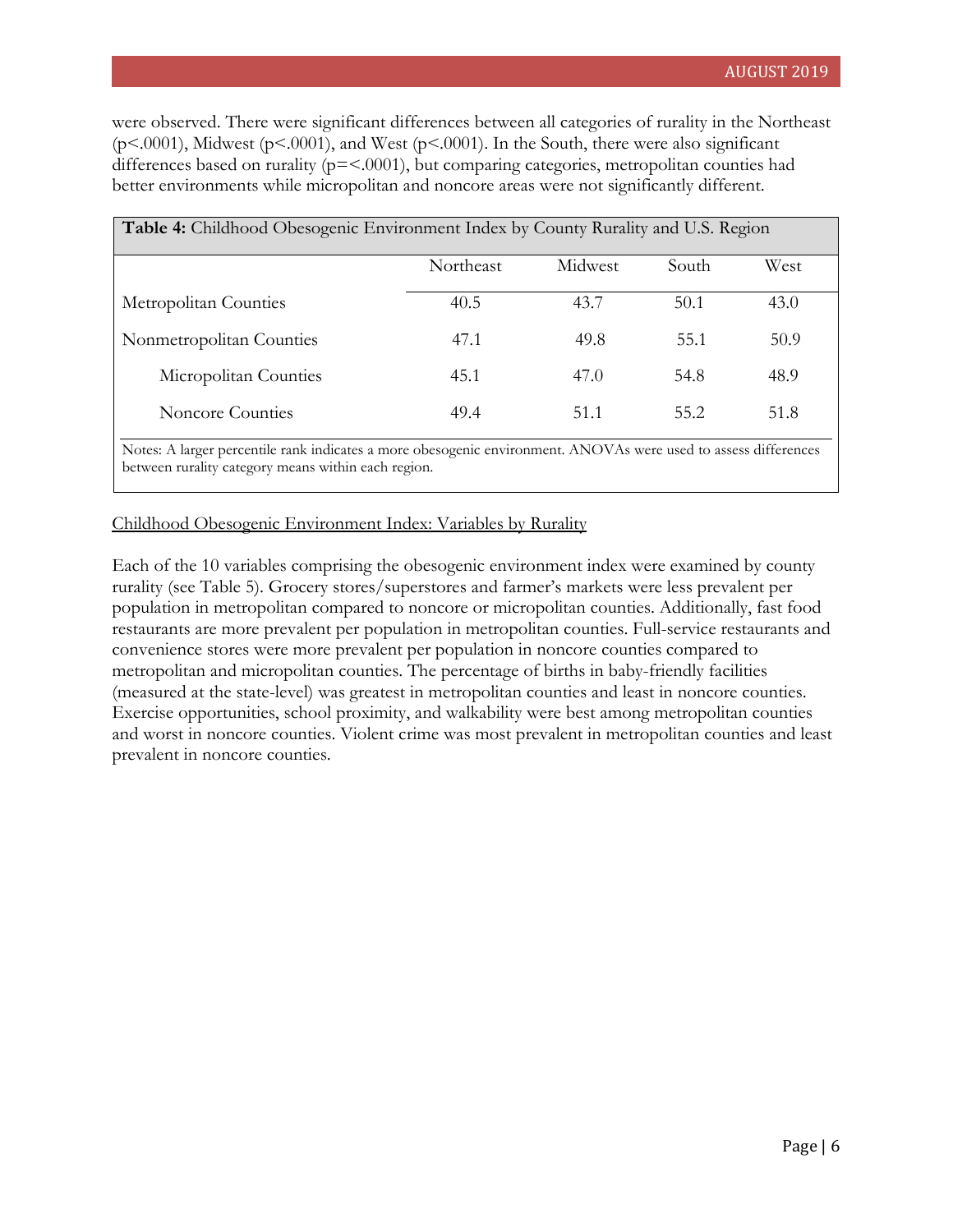were observed. There were significant differences between all categories of rurality in the Northeast ($p<.0001$), Midwest ($p<.0001$), and West ($p<.0001$). In the South, there were also significant differences based on rurality ($p=<.0001$), but comparing categories, metropolitan counties had better environments while micropolitan and noncore areas were not significantly different.

**Table 4:** Childhood Obesogenic Environment Index by County Rurality and U.S. Region

| | Northeast | Midwest | South | West |
|---|---|---|---|---|
| Metropolitan Counties | 40.5 | 43.7 | 50.1 | 43.0 |
| Nonmetropolitan Counties | 47.1 | 49.8 | 55.1 | 50.9 |
| Micropolitan Counties | 45.1 | 47.0 | 54.8 | 48.9 |
| Noncore Counties | 49.4 | 51.1 | 55.2 | 51.8 |

Notes: A larger percentile rank indicates a more obesogenic environment. ANOVAs were used to assess differences between rurality category means within each region.

<u>Childhood Obesogenic Environment Index: Variables by Rurality</u>

Each of the 10 variables comprising the obesogenic environment index were examined by county rurality (see Table 5). Grocery stores/superstores and farmer's markets were less prevalent per population in metropolitan compared to noncore or micropolitan counties. Additionally, fast food restaurants are more prevalent per population in metropolitan counties. Full-service restaurants and convenience stores were more prevalent per population in noncore counties compared to metropolitan and micropolitan counties. The percentage of births in baby-friendly facilities (measured at the state-level) was greatest in metropolitan counties and least in noncore counties. Exercise opportunities, school proximity, and walkability were best among metropolitan counties and worst in noncore counties. Violent crime was most prevalent in metropolitan counties and least prevalent in noncore counties.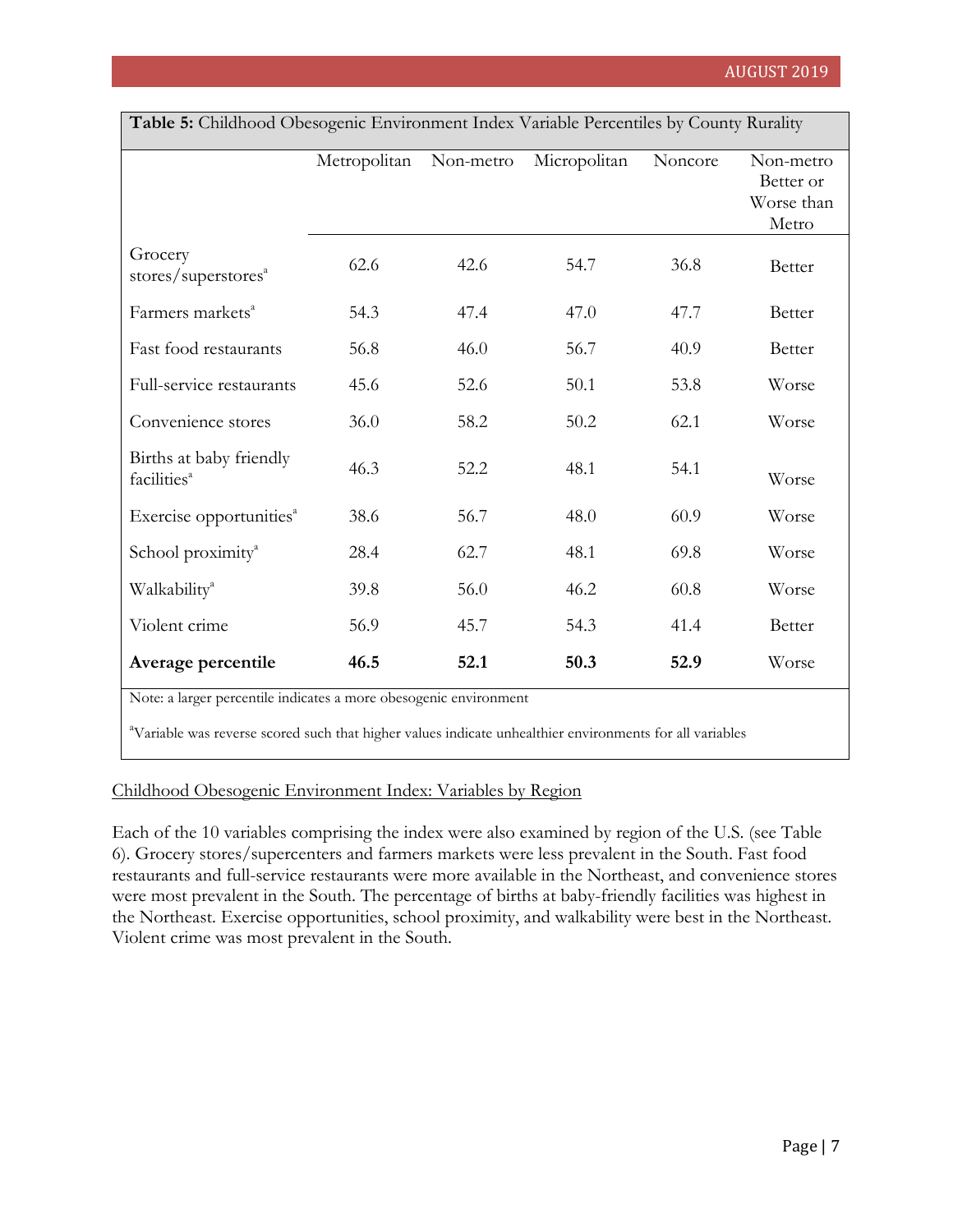**Table 5:** Childhood Obesogenic Environment Index Variable Percentiles by County Rurality

| | Metropolitan | Non-metro | Micropolitan | Noncore | Non-metro Better or Worse than Metro |
|---|---|---|---|---|---|
| Grocery stores/superstores[a] | 62.6 | 42.6 | 54.7 | 36.8 | Better |
| Farmers markets[a] | 54.3 | 47.4 | 47.0 | 47.7 | Better |
| Fast food restaurants | 56.8 | 46.0 | 56.7 | 40.9 | Better |
| Full-service restaurants | 45.6 | 52.6 | 50.1 | 53.8 | Worse |
| Convenience stores | 36.0 | 58.2 | 50.2 | 62.1 | Worse |
| Births at baby friendly facilities[a] | 46.3 | 52.2 | 48.1 | 54.1 | Worse |
| Exercise opportunities[a] | 38.6 | 56.7 | 48.0 | 60.9 | Worse |
| School proximity[a] | 28.4 | 62.7 | 48.1 | 69.8 | Worse |
| Walkability[a] | 39.8 | 56.0 | 46.2 | 60.8 | Worse |
| Violent crime | 56.9 | 45.7 | 54.3 | 41.4 | Better |
| **Average percentile** | **46.5** | **52.1** | **50.3** | **52.9** | Worse |

Note: a larger percentile indicates a more obesogenic environment

[a]Variable was reverse scored such that higher values indicate unhealthier environments for all variables

## Childhood Obesogenic Environment Index: Variables by Region

Each of the 10 variables comprising the index were also examined by region of the U.S. (see Table 6). Grocery stores/supercenters and farmers markets were less prevalent in the South. Fast food restaurants and full-service restaurants were more available in the Northeast, and convenience stores were most prevalent in the South. The percentage of births at baby-friendly facilities was highest in the Northeast. Exercise opportunities, school proximity, and walkability were best in the Northeast. Violent crime was most prevalent in the South.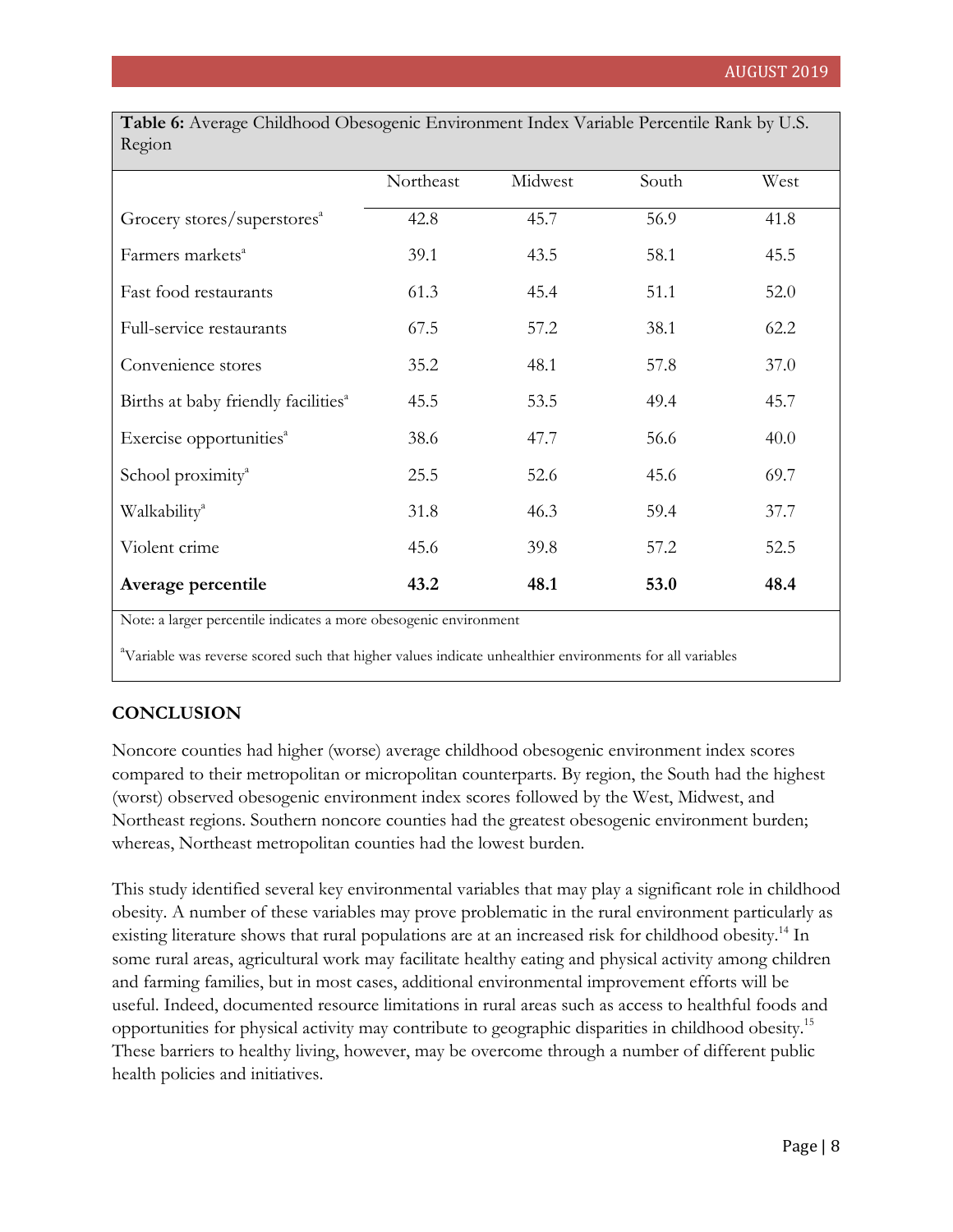**Table 6:** Average Childhood Obesogenic Environment Index Variable Percentile Rank by U.S. Region

| | Northeast | Midwest | South | West |
|---|---|---|---|---|
| Grocery stores/superstores[a] | 42.8 | 45.7 | 56.9 | 41.8 |
| Farmers markets[a] | 39.1 | 43.5 | 58.1 | 45.5 |
| Fast food restaurants | 61.3 | 45.4 | 51.1 | 52.0 |
| Full-service restaurants | 67.5 | 57.2 | 38.1 | 62.2 |
| Convenience stores | 35.2 | 48.1 | 57.8 | 37.0 |
| Births at baby friendly facilities[a] | 45.5 | 53.5 | 49.4 | 45.7 |
| Exercise opportunities[a] | 38.6 | 47.7 | 56.6 | 40.0 |
| School proximity[a] | 25.5 | 52.6 | 45.6 | 69.7 |
| Walkability[a] | 31.8 | 46.3 | 59.4 | 37.7 |
| Violent crime | 45.6 | 39.8 | 57.2 | 52.5 |
| **Average percentile** | **43.2** | **48.1** | **53.0** | **48.4** |

Note: a larger percentile indicates a more obesogenic environment

[a]Variable was reverse scored such that higher values indicate unhealthier environments for all variables

## CONCLUSION

Noncore counties had higher (worse) average childhood obesogenic environment index scores compared to their metropolitan or micropolitan counterparts. By region, the South had the highest (worst) observed obesogenic environment index scores followed by the West, Midwest, and Northeast regions. Southern noncore counties had the greatest obesogenic environment burden; whereas, Northeast metropolitan counties had the lowest burden.

This study identified several key environmental variables that may play a significant role in childhood obesity. A number of these variables may prove problematic in the rural environment particularly as existing literature shows that rural populations are at an increased risk for childhood obesity.[14] In some rural areas, agricultural work may facilitate healthy eating and physical activity among children and farming families, but in most cases, additional environmental improvement efforts will be useful. Indeed, documented resource limitations in rural areas such as access to healthful foods and opportunities for physical activity may contribute to geographic disparities in childhood obesity.[15] These barriers to healthy living, however, may be overcome through a number of different public health policies and initiatives.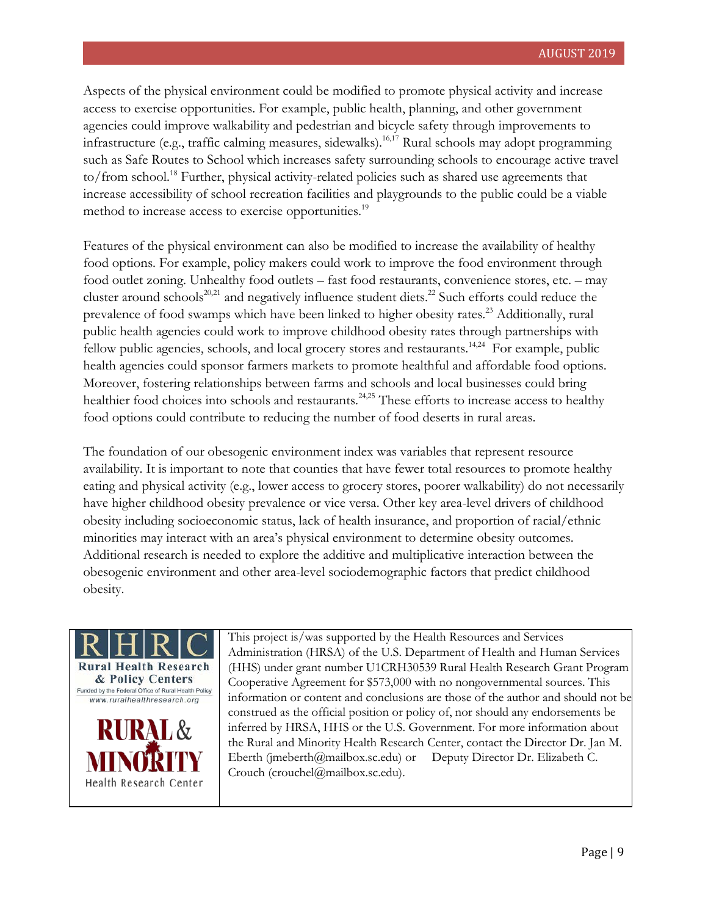Aspects of the physical environment could be modified to promote physical activity and increase access to exercise opportunities. For example, public health, planning, and other government agencies could improve walkability and pedestrian and bicycle safety through improvements to infrastructure (e.g., traffic calming measures, sidewalks).[16,17] Rural schools may adopt programming such as Safe Routes to School which increases safety surrounding schools to encourage active travel to/from school.[18] Further, physical activity-related policies such as shared use agreements that increase accessibility of school recreation facilities and playgrounds to the public could be a viable method to increase access to exercise opportunities.[19]

Features of the physical environment can also be modified to increase the availability of healthy food options. For example, policy makers could work to improve the food environment through food outlet zoning. Unhealthy food outlets – fast food restaurants, convenience stores, etc. – may cluster around schools[20,21] and negatively influence student diets.[22] Such efforts could reduce the prevalence of food swamps which have been linked to higher obesity rates.[23] Additionally, rural public health agencies could work to improve childhood obesity rates through partnerships with fellow public agencies, schools, and local grocery stores and restaurants.[14,24] For example, public health agencies could sponsor farmers markets to promote healthful and affordable food options. Moreover, fostering relationships between farms and schools and local businesses could bring healthier food choices into schools and restaurants.[24,25] These efforts to increase access to healthy food options could contribute to reducing the number of food deserts in rural areas.

The foundation of our obesogenic environment index was variables that represent resource availability. It is important to note that counties that have fewer total resources to promote healthy eating and physical activity (e.g., lower access to grocery stores, poorer walkability) do not necessarily have higher childhood obesity prevalence or vice versa. Other key area-level drivers of childhood obesity including socioeconomic status, lack of health insurance, and proportion of racial/ethnic minorities may interact with an area's physical environment to determine obesity outcomes. Additional research is needed to explore the additive and multiplicative interaction between the obesogenic environment and other area-level sociodemographic factors that predict childhood obesity.

| RHRC Rural Health Research & Policy Centers — Funded by the Federal Office of Rural Health Policy — www.ruralhealthresearch.org; RURAL & MINORITY Health Research Center | This project is/was supported by the Health Resources and Services Administration (HRSA) of the U.S. Department of Health and Human Services (HHS) under grant number U1CRH30539 Rural Health Research Grant Program Cooperative Agreement for $573,000 with no nongovernmental sources. This information or content and conclusions are those of the author and should not be construed as the official position or policy of, nor should any endorsements be inferred by HRSA, HHS or the U.S. Government. For more information about the Rural and Minority Health Research Center, contact the Director Dr. Jan M. Eberth (jmeberth@mailbox.sc.edu) or Deputy Director Dr. Elizabeth C. Crouch (crouchel@mailbox.sc.edu). |
|---|---|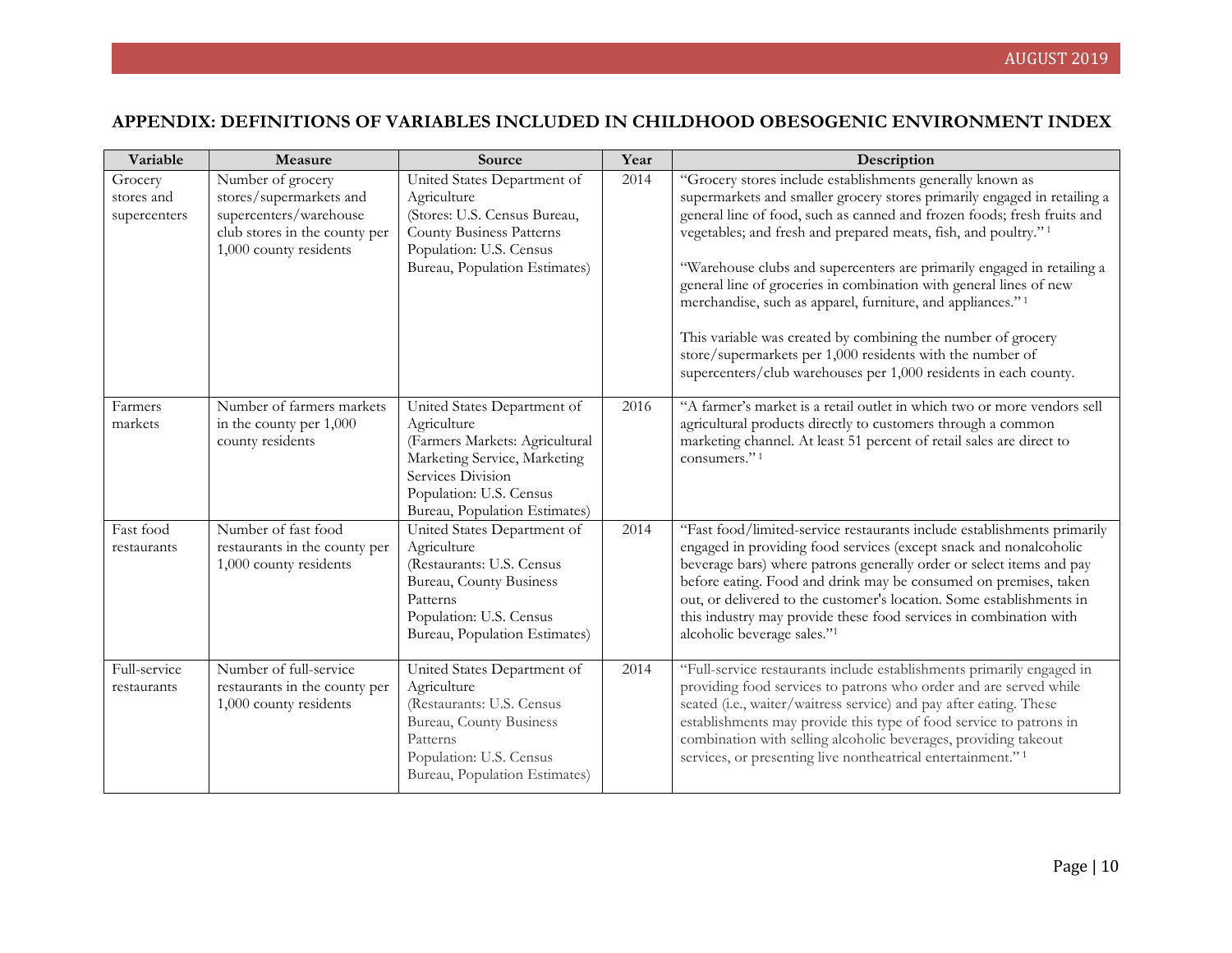## APPENDIX: DEFINITIONS OF VARIABLES INCLUDED IN CHILDHOOD OBESOGENIC ENVIRONMENT INDEX

| Variable | Measure | Source | Year | Description |
|---|---|---|---|---|
| Grocery stores and supercenters | Number of grocery stores/supermarkets and supercenters/warehouse club stores in the county per 1,000 county residents | United States Department of Agriculture (Stores: U.S. Census Bureau, County Business Patterns Population: U.S. Census Bureau, Population Estimates) | 2014 | "Grocery stores include establishments generally known as supermarkets and smaller grocery stores primarily engaged in retailing a general line of food, such as canned and frozen foods; fresh fruits and vegetables; and fresh and prepared meats, fish, and poultry." [1]<br><br>"Warehouse clubs and supercenters are primarily engaged in retailing a general line of groceries in combination with general lines of new merchandise, such as apparel, furniture, and appliances." [1]<br><br>This variable was created by combining the number of grocery store/supermarkets per 1,000 residents with the number of supercenters/club warehouses per 1,000 residents in each county. |
| Farmers markets | Number of farmers markets in the county per 1,000 county residents | United States Department of Agriculture (Farmers Markets: Agricultural Marketing Service, Marketing Services Division Population: U.S. Census Bureau, Population Estimates) | 2016 | "A farmer's market is a retail outlet in which two or more vendors sell agricultural products directly to customers through a common marketing channel. At least 51 percent of retail sales are direct to consumers." [1] |
| Fast food restaurants | Number of fast food restaurants in the county per 1,000 county residents | United States Department of Agriculture (Restaurants: U.S. Census Bureau, County Business Patterns Population: U.S. Census Bureau, Population Estimates) | 2014 | "Fast food/limited-service restaurants include establishments primarily engaged in providing food services (except snack and nonalcoholic beverage bars) where patrons generally order or select items and pay before eating. Food and drink may be consumed on premises, taken out, or delivered to the customer's location. Some establishments in this industry may provide these food services in combination with alcoholic beverage sales." [1] |
| Full-service restaurants | Number of full-service restaurants in the county per 1,000 county residents | United States Department of Agriculture (Restaurants: U.S. Census Bureau, County Business Patterns Population: U.S. Census Bureau, Population Estimates) | 2014 | "Full-service restaurants include establishments primarily engaged in providing food services to patrons who order and are served while seated (i.e., waiter/waitress service) and pay after eating. These establishments may provide this type of food service to patrons in combination with selling alcoholic beverages, providing takeout services, or presenting live nontheatrical entertainment." [1] |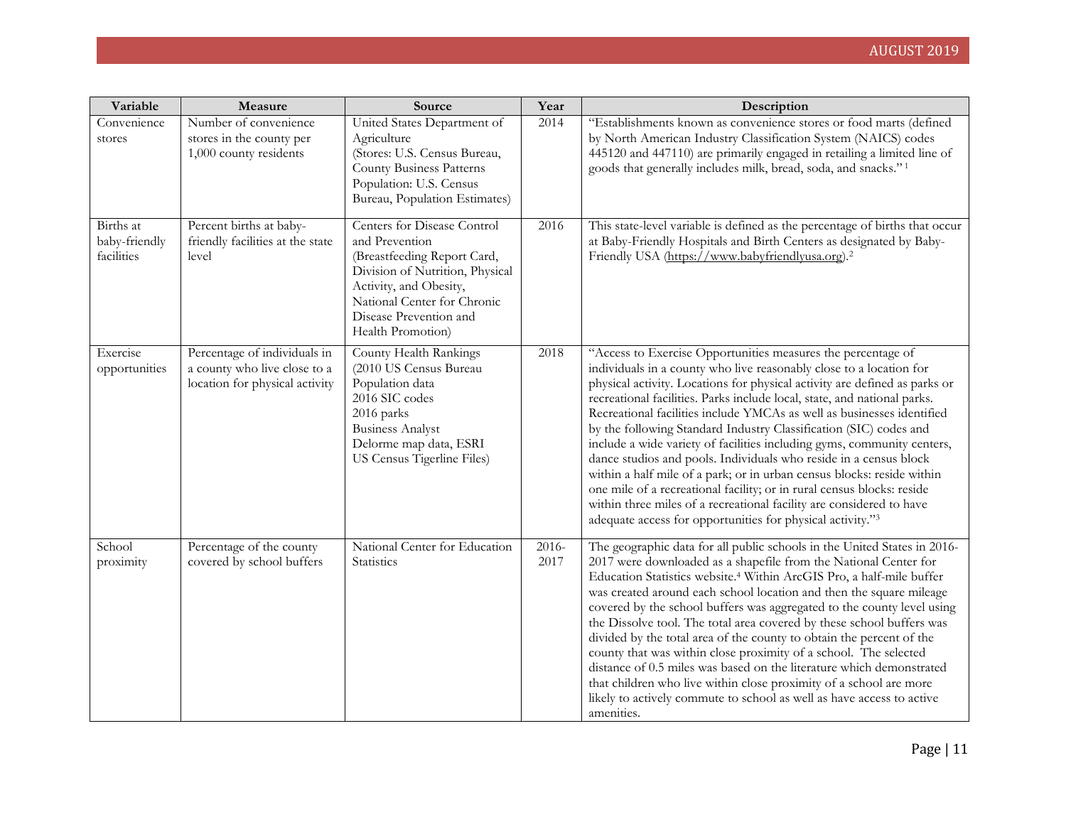| Variable | Measure | Source | Year | Description |
|---|---|---|---|---|
| Convenience stores | Number of convenience stores in the county per 1,000 county residents | United States Department of Agriculture (Stores: U.S. Census Bureau, County Business Patterns Population: U.S. Census Bureau, Population Estimates) | 2014 | "Establishments known as convenience stores or food marts (defined by North American Industry Classification System (NAICS) codes 445120 and 447110) are primarily engaged in retailing a limited line of goods that generally includes milk, bread, soda, and snacks." [1] |
| Births at baby-friendly facilities | Percent births at baby-friendly facilities at the state level | Centers for Disease Control and Prevention (Breastfeeding Report Card, Division of Nutrition, Physical Activity, and Obesity, National Center for Chronic Disease Prevention and Health Promotion) | 2016 | This state-level variable is defined as the percentage of births that occur at Baby-Friendly Hospitals and Birth Centers as designated by Baby-Friendly USA (https://www.babyfriendlyusa.org).[2] |
| Exercise opportunities | Percentage of individuals in a county who live close to a location for physical activity | County Health Rankings (2010 US Census Bureau Population data 2016 SIC codes 2016 parks Business Analyst Delorme map data, ESRI US Census Tigerline Files) | 2018 | "Access to Exercise Opportunities measures the percentage of individuals in a county who live reasonably close to a location for physical activity. Locations for physical activity are defined as parks or recreational facilities. Parks include local, state, and national parks. Recreational facilities include YMCAs as well as businesses identified by the following Standard Industry Classification (SIC) codes and include a wide variety of facilities including gyms, community centers, dance studios and pools. Individuals who reside in a census block within a half mile of a park; or in urban census blocks: reside within one mile of a recreational facility; or in rural census blocks: reside within three miles of a recreational facility are considered to have adequate access for opportunities for physical activity."[3] |
| School proximity | Percentage of the county covered by school buffers | National Center for Education Statistics | 2016-2017 | The geographic data for all public schools in the United States in 2016-2017 were downloaded as a shapefile from the National Center for Education Statistics website.[4] Within ArcGIS Pro, a half-mile buffer was created around each school location and then the square mileage covered by the school buffers was aggregated to the county level using the Dissolve tool. The total area covered by these school buffers was divided by the total area of the county to obtain the percent of the county that was within close proximity of a school. The selected distance of 0.5 miles was based on the literature which demonstrated that children who live within close proximity of a school are more likely to actively commute to school as well as have access to active amenities. |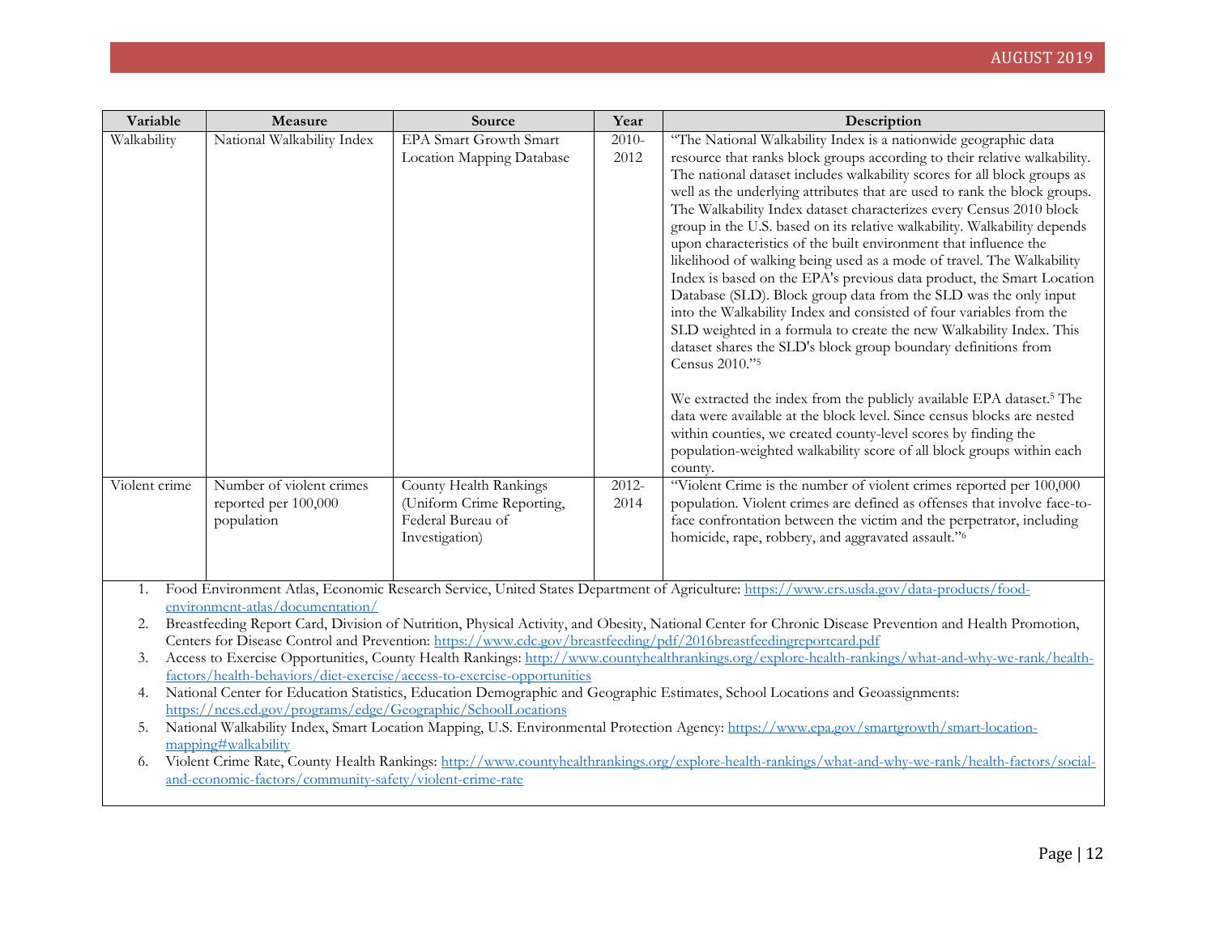| Variable | Measure | Source | Year | Description |
|---|---|---|---|---|
| Walkability | National Walkability Index | EPA Smart Growth Smart Location Mapping Database | 2010-2012 | "The National Walkability Index is a nationwide geographic data resource that ranks block groups according to their relative walkability. The national dataset includes walkability scores for all block groups as well as the underlying attributes that are used to rank the block groups. The Walkability Index dataset characterizes every Census 2010 block group in the U.S. based on its relative walkability. Walkability depends upon characteristics of the built environment that influence the likelihood of walking being used as a mode of travel. The Walkability Index is based on the EPA's previous data product, the Smart Location Database (SLD). Block group data from the SLD was the only input into the Walkability Index and consisted of four variables from the SLD weighted in a formula to create the new Walkability Index. This dataset shares the SLD's block group boundary definitions from Census 2010."[5]<br><br>We extracted the index from the publicly available EPA dataset.[5] The data were available at the block level. Since census blocks are nested within counties, we created county-level scores by finding the population-weighted walkability score of all block groups within each county. |
| Violent crime | Number of violent crimes reported per 100,000 population | County Health Rankings (Uniform Crime Reporting, Federal Bureau of Investigation) | 2012-2014 | "Violent Crime is the number of violent crimes reported per 100,000 population. Violent crimes are defined as offenses that involve face-to-face confrontation between the victim and the perpetrator, including homicide, rape, robbery, and aggravated assault."[6] |

1. Food Environment Atlas, Economic Research Service, United States Department of Agriculture: https://www.ers.usda.gov/data-products/food-environment-atlas/documentation/
2. Breastfeeding Report Card, Division of Nutrition, Physical Activity, and Obesity, National Center for Chronic Disease Prevention and Health Promotion, Centers for Disease Control and Prevention: https://www.cdc.gov/breastfeeding/pdf/2016breastfeedingreportcard.pdf
3. Access to Exercise Opportunities, County Health Rankings: http://www.countyhealthrankings.org/explore-health-rankings/what-and-why-we-rank/health-factors/health-behaviors/diet-exercise/access-to-exercise-opportunities
4. National Center for Education Statistics, Education Demographic and Geographic Estimates, School Locations and Geoassignments: https://nces.ed.gov/programs/edge/Geographic/SchoolLocations
5. National Walkability Index, Smart Location Mapping, U.S. Environmental Protection Agency: https://www.epa.gov/smartgrowth/smart-location-mapping#walkability
6. Violent Crime Rate, County Health Rankings: http://www.countyhealthrankings.org/explore-health-rankings/what-and-why-we-rank/health-factors/social-and-economic-factors/community-safety/violent-crime-rate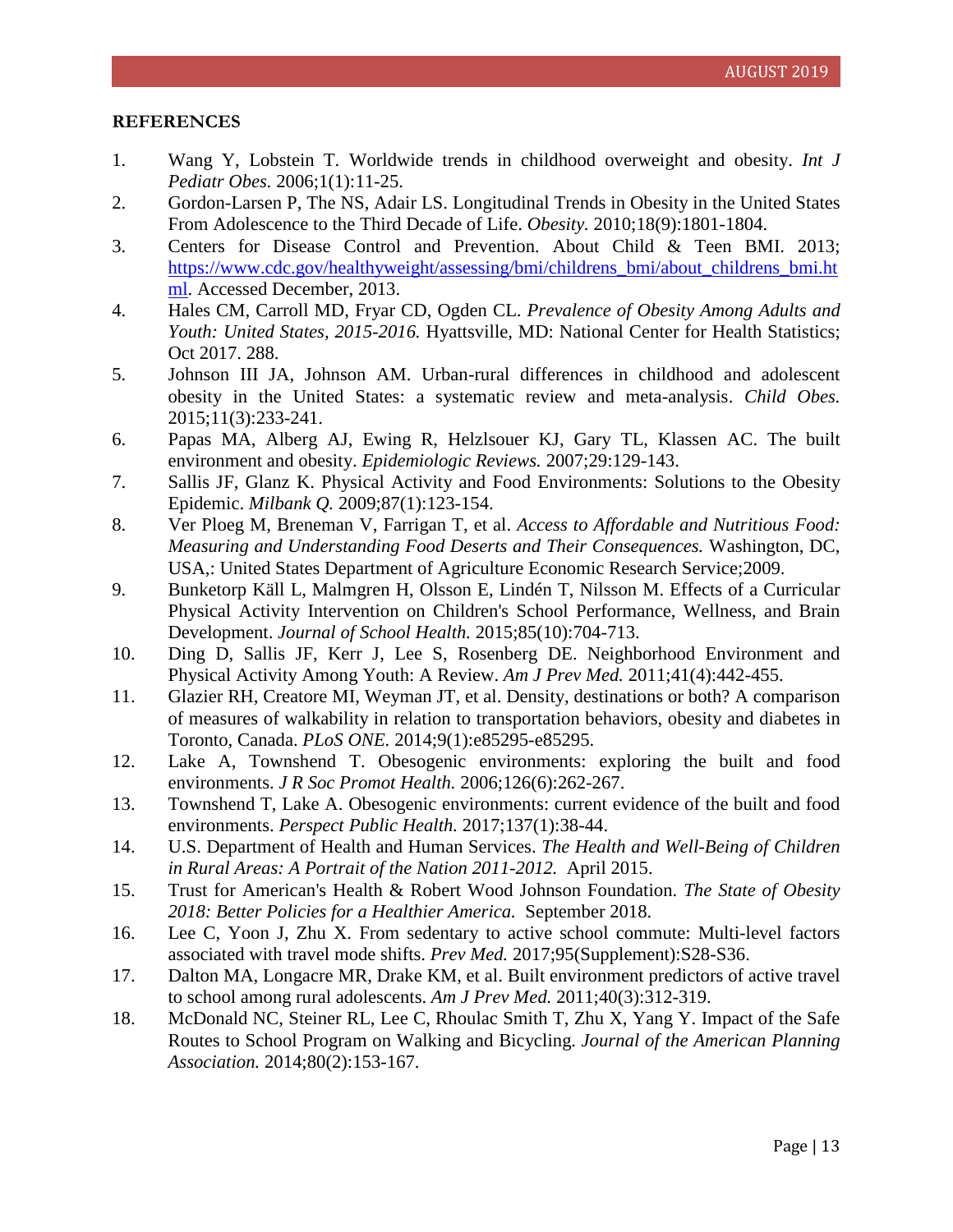**REFERENCES**

1. Wang Y, Lobstein T. Worldwide trends in childhood overweight and obesity. *Int J Pediatr Obes.* 2006;1(1):11-25.
2. Gordon-Larsen P, The NS, Adair LS. Longitudinal Trends in Obesity in the United States From Adolescence to the Third Decade of Life. *Obesity.* 2010;18(9):1801-1804.
3. Centers for Disease Control and Prevention. About Child & Teen BMI. 2013; https://www.cdc.gov/healthyweight/assessing/bmi/childrens_bmi/about_childrens_bmi.html. Accessed December, 2013.
4. Hales CM, Carroll MD, Fryar CD, Ogden CL. *Prevalence of Obesity Among Adults and Youth: United States, 2015-2016.* Hyattsville, MD: National Center for Health Statistics; Oct 2017. 288.
5. Johnson III JA, Johnson AM. Urban-rural differences in childhood and adolescent obesity in the United States: a systematic review and meta-analysis. *Child Obes.* 2015;11(3):233-241.
6. Papas MA, Alberg AJ, Ewing R, Helzlsouer KJ, Gary TL, Klassen AC. The built environment and obesity. *Epidemiologic Reviews.* 2007;29:129-143.
7. Sallis JF, Glanz K. Physical Activity and Food Environments: Solutions to the Obesity Epidemic. *Milbank Q.* 2009;87(1):123-154.
8. Ver Ploeg M, Breneman V, Farrigan T, et al. *Access to Affordable and Nutritious Food: Measuring and Understanding Food Deserts and Their Consequences.* Washington, DC, USA,: United States Department of Agriculture Economic Research Service;2009.
9. Bunketorp Käll L, Malmgren H, Olsson E, Lindén T, Nilsson M. Effects of a Curricular Physical Activity Intervention on Children's School Performance, Wellness, and Brain Development. *Journal of School Health.* 2015;85(10):704-713.
10. Ding D, Sallis JF, Kerr J, Lee S, Rosenberg DE. Neighborhood Environment and Physical Activity Among Youth: A Review. *Am J Prev Med.* 2011;41(4):442-455.
11. Glazier RH, Creatore MI, Weyman JT, et al. Density, destinations or both? A comparison of measures of walkability in relation to transportation behaviors, obesity and diabetes in Toronto, Canada. *PLoS ONE.* 2014;9(1):e85295-e85295.
12. Lake A, Townshend T. Obesogenic environments: exploring the built and food environments. *J R Soc Promot Health.* 2006;126(6):262-267.
13. Townshend T, Lake A. Obesogenic environments: current evidence of the built and food environments. *Perspect Public Health.* 2017;137(1):38-44.
14. U.S. Department of Health and Human Services. *The Health and Well-Being of Children in Rural Areas: A Portrait of the Nation 2011-2012.* April 2015.
15. Trust for American's Health & Robert Wood Johnson Foundation. *The State of Obesity 2018: Better Policies for a Healthier America.* September 2018.
16. Lee C, Yoon J, Zhu X. From sedentary to active school commute: Multi-level factors associated with travel mode shifts. *Prev Med.* 2017;95(Supplement):S28-S36.
17. Dalton MA, Longacre MR, Drake KM, et al. Built environment predictors of active travel to school among rural adolescents. *Am J Prev Med.* 2011;40(3):312-319.
18. McDonald NC, Steiner RL, Lee C, Rhoulac Smith T, Zhu X, Yang Y. Impact of the Safe Routes to School Program on Walking and Bicycling. *Journal of the American Planning Association.* 2014;80(2):153-167.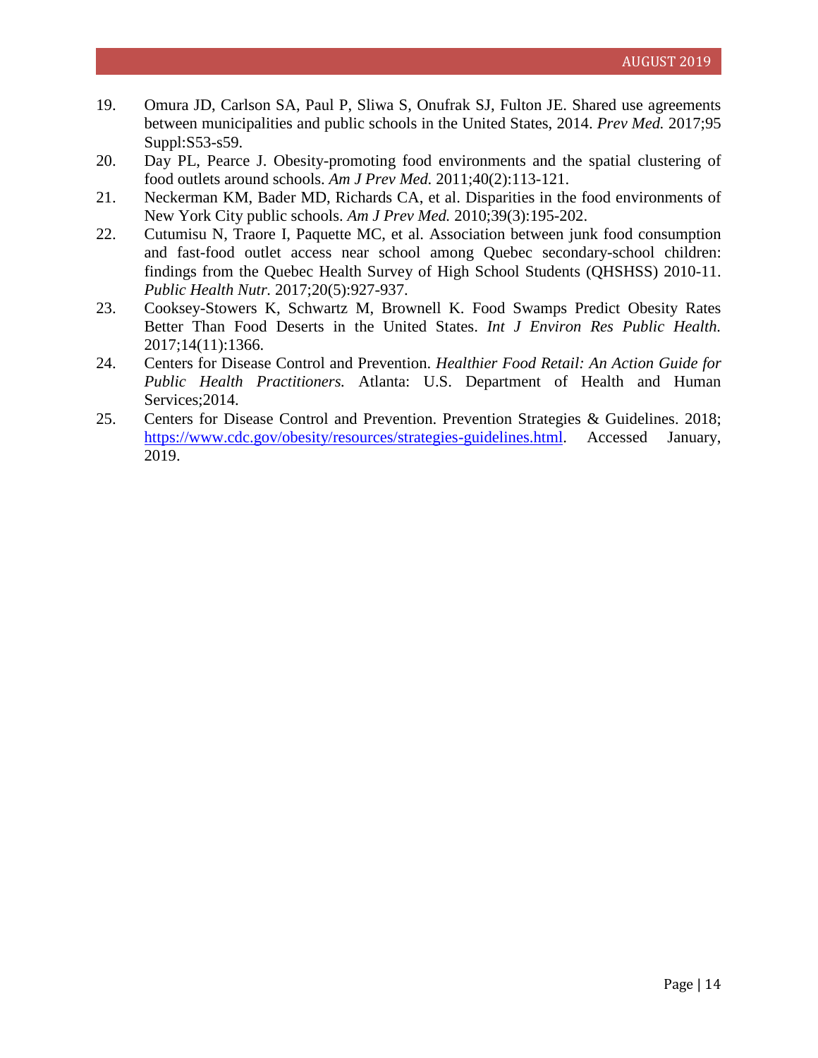19. Omura JD, Carlson SA, Paul P, Sliwa S, Onufrak SJ, Fulton JE. Shared use agreements between municipalities and public schools in the United States, 2014. *Prev Med.* 2017;95 Suppl:S53-s59.
20. Day PL, Pearce J. Obesity-promoting food environments and the spatial clustering of food outlets around schools. *Am J Prev Med.* 2011;40(2):113-121.
21. Neckerman KM, Bader MD, Richards CA, et al. Disparities in the food environments of New York City public schools. *Am J Prev Med.* 2010;39(3):195-202.
22. Cutumisu N, Traore I, Paquette MC, et al. Association between junk food consumption and fast-food outlet access near school among Quebec secondary-school children: findings from the Quebec Health Survey of High School Students (QHSHSS) 2010-11. *Public Health Nutr.* 2017;20(5):927-937.
23. Cooksey-Stowers K, Schwartz M, Brownell K. Food Swamps Predict Obesity Rates Better Than Food Deserts in the United States. *Int J Environ Res Public Health.* 2017;14(11):1366.
24. Centers for Disease Control and Prevention. *Healthier Food Retail: An Action Guide for Public Health Practitioners.* Atlanta: U.S. Department of Health and Human Services;2014.
25. Centers for Disease Control and Prevention. Prevention Strategies & Guidelines. 2018; https://www.cdc.gov/obesity/resources/strategies-guidelines.html. Accessed January, 2019.